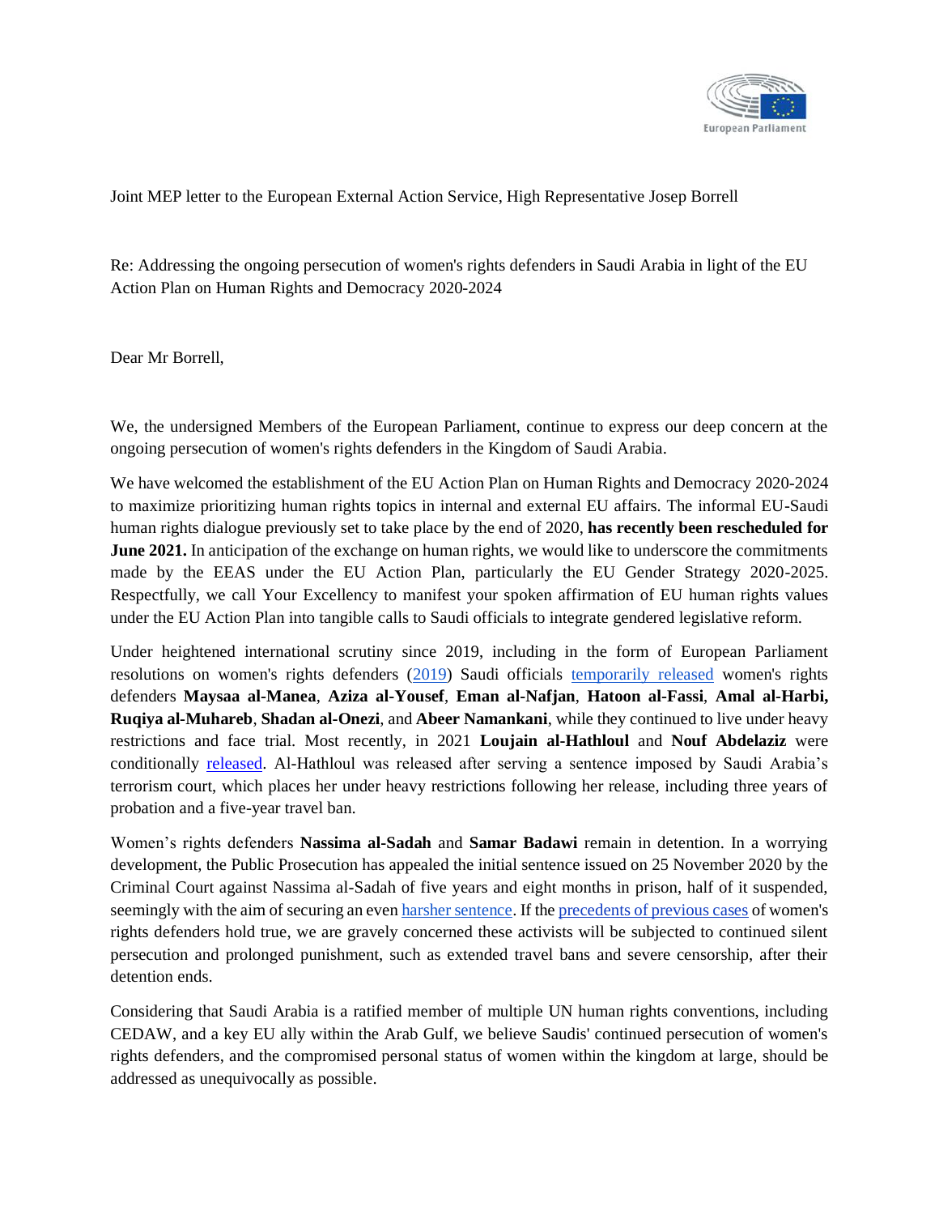Joint MEP letter to the European External Action Service, High Representative Josep Borrell

Re: Addressing the ongoing persecution of women's rights defenders in Saudi Arabia in light of the EU Action Plan on Human Rights and Democracy 2020-2024

Dear Mr Borrell,

We, the undersigned Members of the European Parliament, continue to express our deep concern at the ongoing persecution of women's rights defenders in the Kingdom of Saudi Arabia.

We have welcomed the establishment of the EU Action Plan on Human Rights and Democracy 2020-2024 to maximize prioritizing human rights topics in internal and external EU affairs. The informal EU-Saudi human rights dialogue previously set to take place by the end of 2020, **has recently been rescheduled for June 2021.** In anticipation of the exchange on human rights, we would like to underscore the commitments made by the EEAS under the EU Action Plan, particularly the EU Gender Strategy 2020-2025. Respectfully, we call Your Excellency to manifest your spoken affirmation of EU human rights values under the EU Action Plan into tangible calls to Saudi officials to integrate gendered legislative reform.

Under heightened international scrutiny since 2019, including in the form of European Parliament resolutions on women's rights defenders (2019) Saudi officials temporarily released women's rights defenders **Maysaa al-Manea**, **Aziza al-Yousef**, **Eman al-Nafjan**, **Hatoon al-Fassi**, **Amal al-Harbi, Ruqiya al-Muhareb**, **Shadan al-Onezi**, and **Abeer Namankani**, while they continued to live under heavy restrictions and face trial. Most recently, in 2021 **Loujain al-Hathloul** and **Nouf Abdelaziz** were conditionally released. Al-Hathloul was released after serving a sentence imposed by Saudi Arabia's terrorism court, which places her under heavy restrictions following her release, including three years of probation and a five-year travel ban.

Women's rights defenders **Nassima al-Sadah** and **Samar Badawi** remain in detention. In a worrying development, the Public Prosecution has appealed the initial sentence issued on 25 November 2020 by the Criminal Court against Nassima al-Sadah of five years and eight months in prison, half of it suspended, seemingly with the aim of securing an even harsher sentence. If the precedents of previous cases of women's rights defenders hold true, we are gravely concerned these activists will be subjected to continued silent persecution and prolonged punishment, such as extended travel bans and severe censorship, after their detention ends.

Considering that Saudi Arabia is a ratified member of multiple UN human rights conventions, including CEDAW, and a key EU ally within the Arab Gulf, we believe Saudis' continued persecution of women's rights defenders, and the compromised personal status of women within the kingdom at large, should be addressed as unequivocally as possible.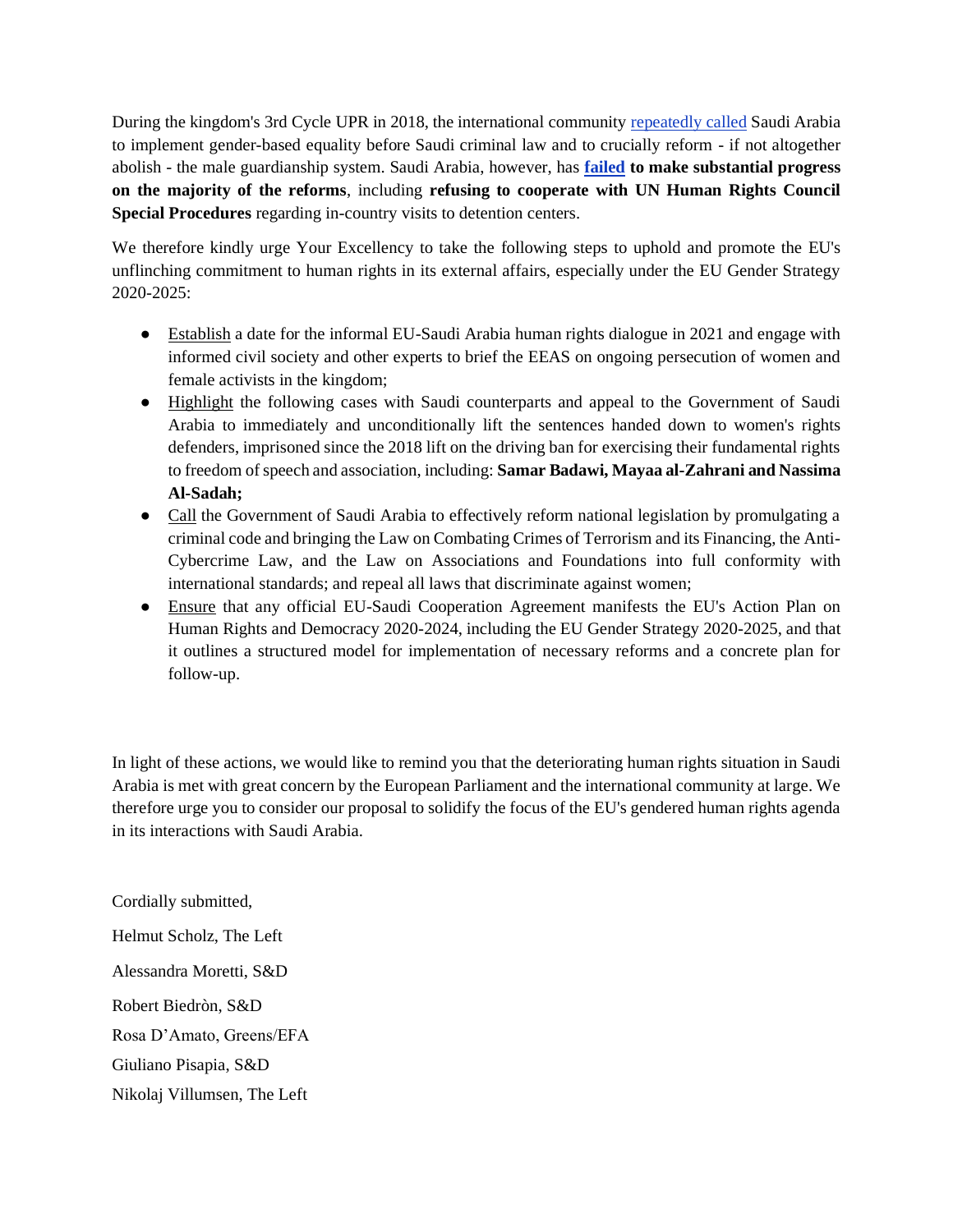During the kingdom's 3rd Cycle UPR in 2018, the international community repeatedly called Saudi Arabia to implement gender-based equality before Saudi criminal law and to crucially reform - if not altogether abolish - the male guardianship system. Saudi Arabia, however, has **failed to make substantial progress on the majority of the reforms**, including **refusing to cooperate with UN Human Rights Council Special Procedures** regarding in-country visits to detention centers.

We therefore kindly urge Your Excellency to take the following steps to uphold and promote the EU's unflinching commitment to human rights in its external affairs, especially under the EU Gender Strategy 2020-2025:

- Establish a date for the informal EU-Saudi Arabia human rights dialogue in 2021 and engage with informed civil society and other experts to brief the EEAS on ongoing persecution of women and female activists in the kingdom;
- Highlight the following cases with Saudi counterparts and appeal to the Government of Saudi Arabia to immediately and unconditionally lift the sentences handed down to women's rights defenders, imprisoned since the 2018 lift on the driving ban for exercising their fundamental rights to freedom of speech and association, including: **Samar Badawi, Mayaa al-Zahrani and Nassima Al-Sadah;**
- Call the Government of Saudi Arabia to effectively reform national legislation by promulgating a criminal code and bringing the Law on Combating Crimes of Terrorism and its Financing, the Anti-Cybercrime Law, and the Law on Associations and Foundations into full conformity with international standards; and repeal all laws that discriminate against women;
- Ensure that any official EU-Saudi Cooperation Agreement manifests the EU's Action Plan on Human Rights and Democracy 2020-2024, including the EU Gender Strategy 2020-2025, and that it outlines a structured model for implementation of necessary reforms and a concrete plan for follow-up.

In light of these actions, we would like to remind you that the deteriorating human rights situation in Saudi Arabia is met with great concern by the European Parliament and the international community at large. We therefore urge you to consider our proposal to solidify the focus of the EU's gendered human rights agenda in its interactions with Saudi Arabia.

Cordially submitted,

Helmut Scholz, The Left

Alessandra Moretti, S&D

Robert Biedròn, S&D

Rosa D'Amato, Greens/EFA

Giuliano Pisapia, S&D

Nikolaj Villumsen, The Left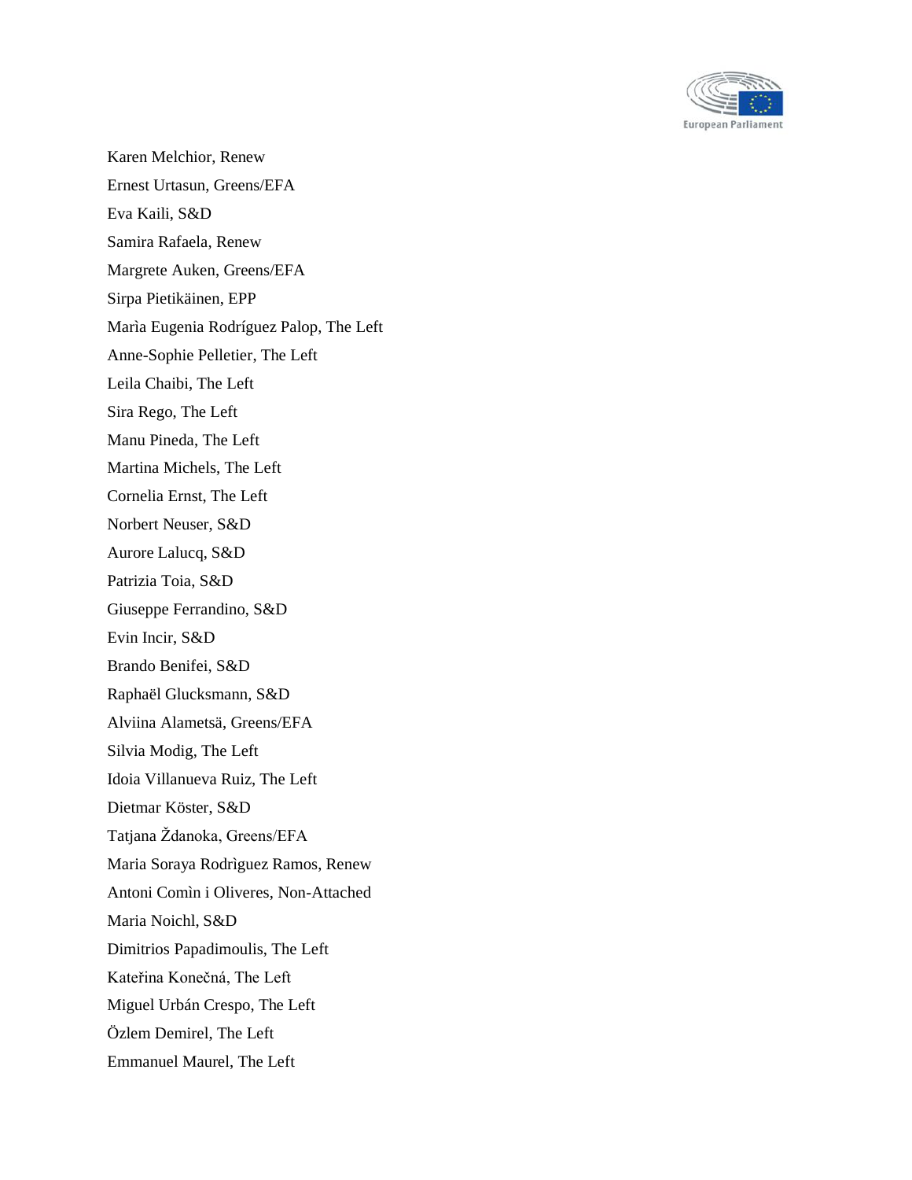Karen Melchior, Renew

Ernest Urtasun, Greens/EFA

Eva Kaili, S&D

Samira Rafaela, Renew

Margrete Auken, Greens/EFA

Sirpa Pietikäinen, EPP

Marìa Eugenia Rodríguez Palop, The Left

Anne-Sophie Pelletier, The Left

Leila Chaibi, The Left

Sira Rego, The Left

Manu Pineda, The Left

Martina Michels, The Left

Cornelia Ernst, The Left

Norbert Neuser, S&D

Aurore Lalucq, S&D

Patrizia Toia, S&D

Giuseppe Ferrandino, S&D

Evin Incir, S&D

Brando Benifei, S&D

Raphaël Glucksmann, S&D

Alviina Alametsä, Greens/EFA

Silvia Modig, The Left

Idoia Villanueva Ruiz, The Left

Dietmar Köster, S&D

Tatjana Ždanoka, Greens/EFA

Maria Soraya Rodrìguez Ramos, Renew

Antoni Comìn i Oliveres, Non-Attached

Maria Noichl, S&D

Dimitrios Papadimoulis, The Left

Kateřina Konečná, The Left

Miguel Urbán Crespo, The Left

Özlem Demirel, The Left

Emmanuel Maurel, The Left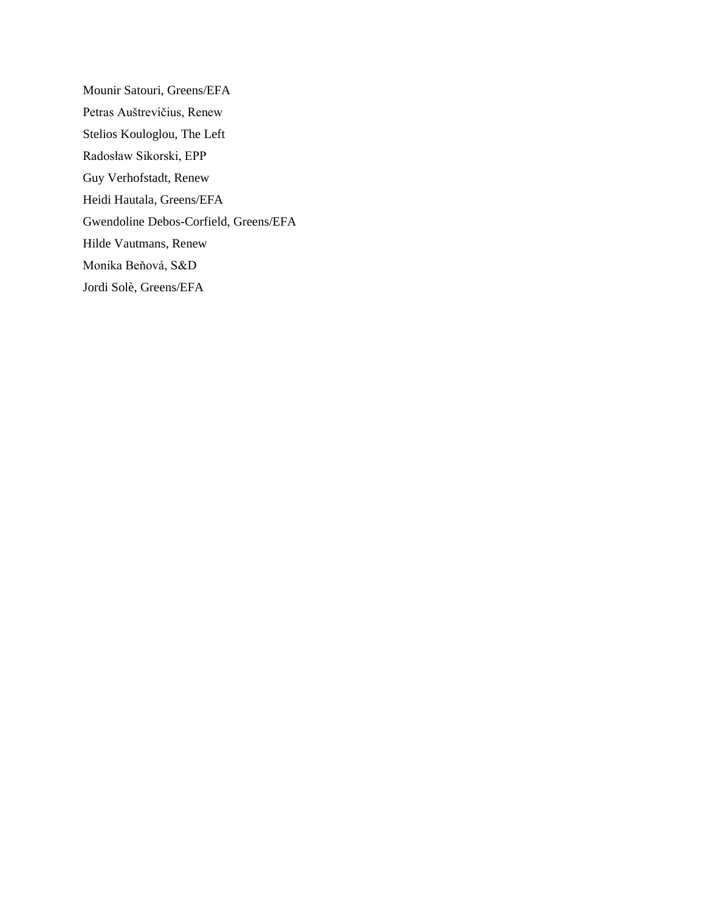Mounir Satouri, Greens/EFA

Petras Auštrevičius, Renew

Stelios Kouloglou, The Left

Radosław Sikorski, EPP

Guy Verhofstadt, Renew

Heidi Hautala, Greens/EFA

Gwendoline Debos-Corfield, Greens/EFA

Hilde Vautmans, Renew

Monika Beňová, S&D

Jordi Solè, Greens/EFA